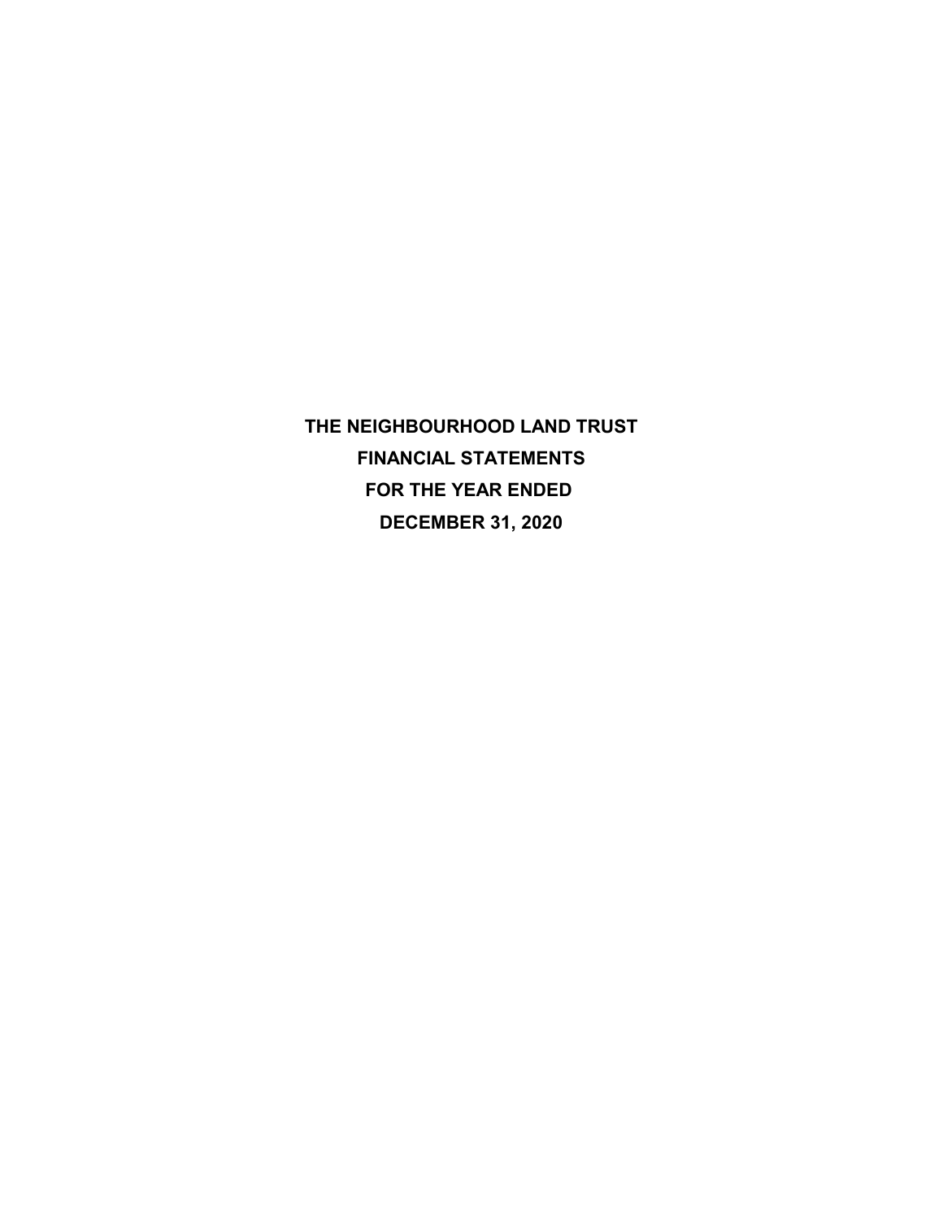# THE NEIGHBOURHOOD LAND TRUST

## FINANCIAL STATEMENTS

## FOR THE YEAR ENDED

## DECEMBER 31, 2020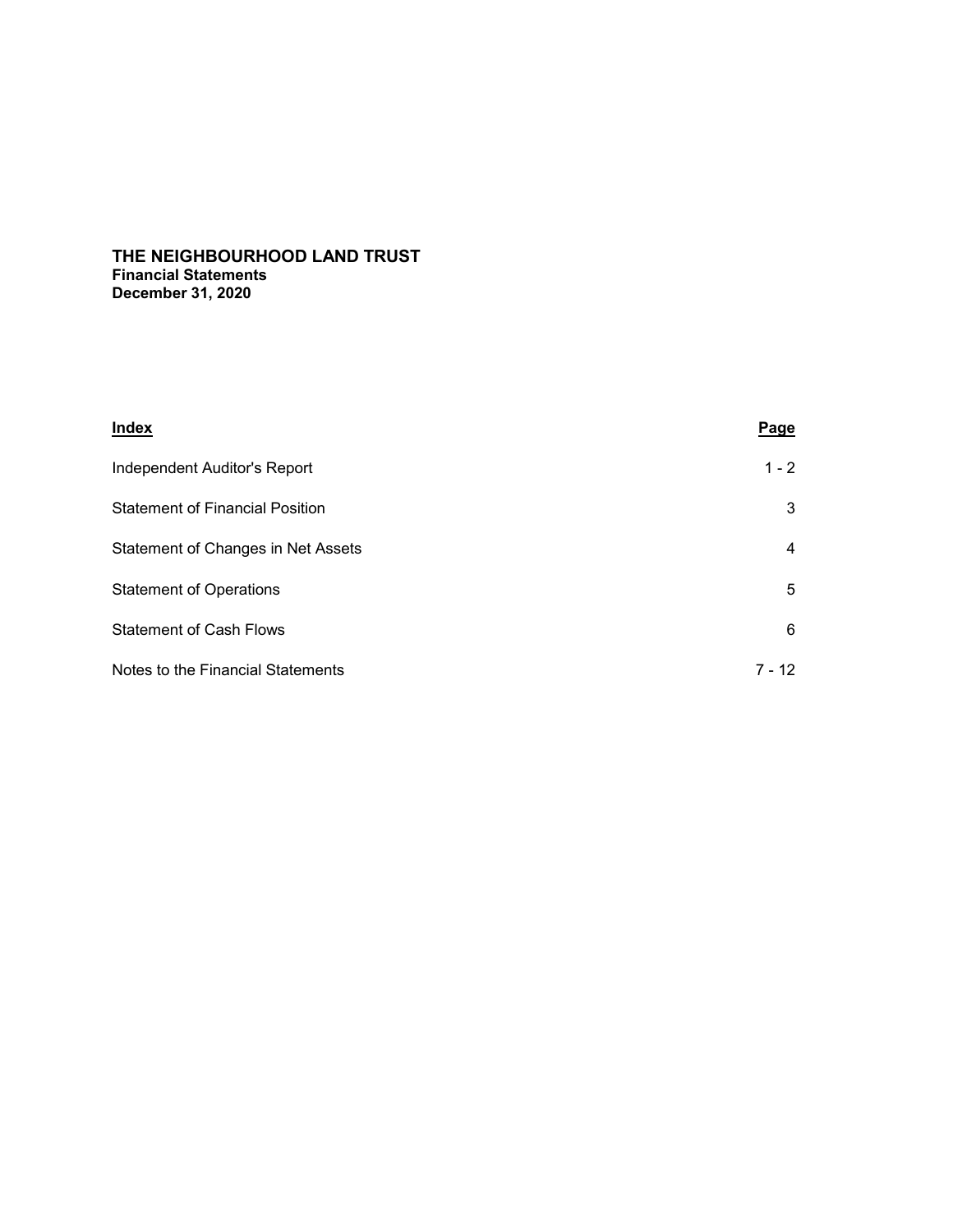# THE NEIGHBOURHOOD LAND TRUST

**Financial Statements**
**December 31, 2020**

| **Index** | **Page** |
|---|---|
| Independent Auditor's Report | 1 - 2 |
| Statement of Financial Position | 3 |
| Statement of Changes in Net Assets | 4 |
| Statement of Operations | 5 |
| Statement of Cash Flows | 6 |
| Notes to the Financial Statements | 7 - 12 |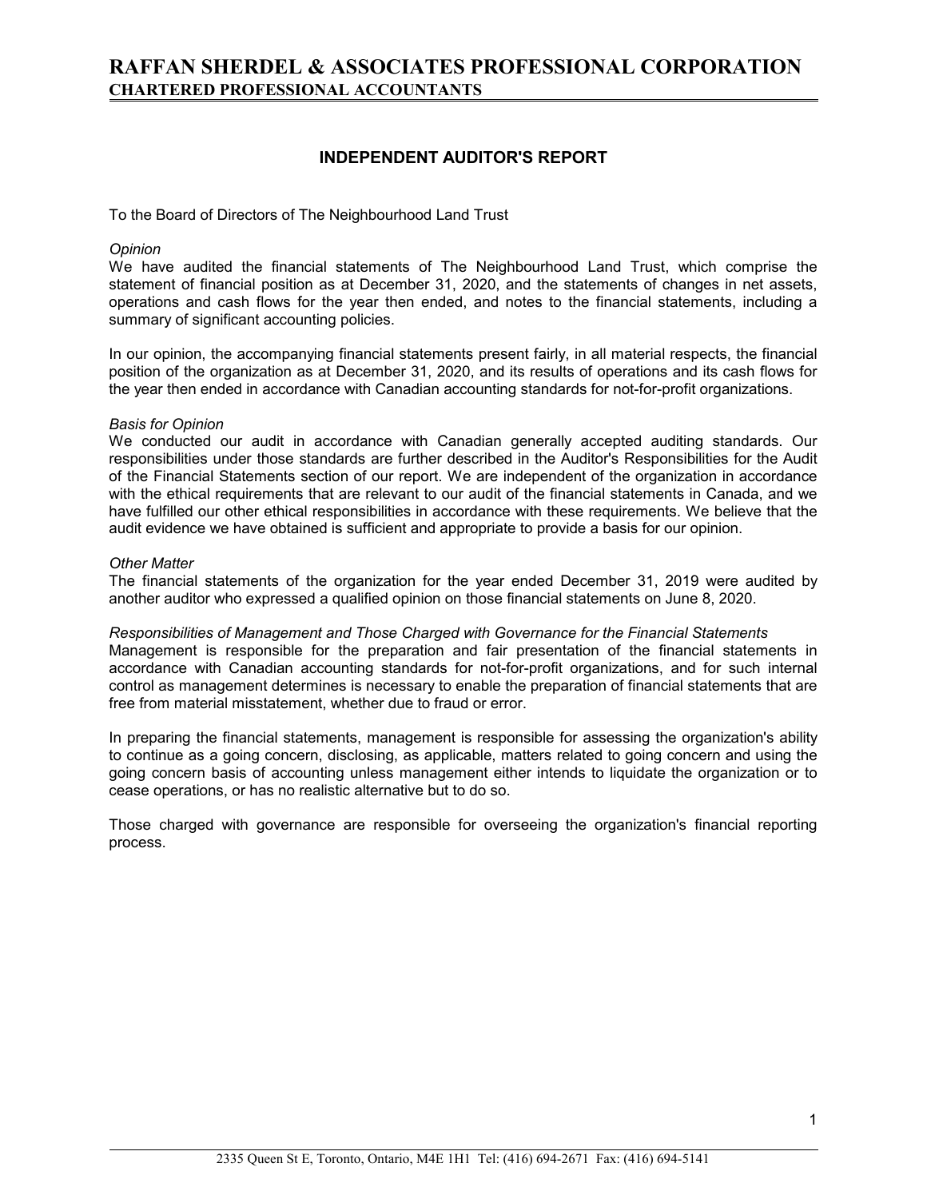# RAFFAN SHERDEL & ASSOCIATES PROFESSIONAL CORPORATION
**CHARTERED PROFESSIONAL ACCOUNTANTS**

## INDEPENDENT AUDITOR'S REPORT

To the Board of Directors of The Neighbourhood Land Trust

*Opinion*

We have audited the financial statements of The Neighbourhood Land Trust, which comprise the statement of financial position as at December 31, 2020, and the statements of changes in net assets, operations and cash flows for the year then ended, and notes to the financial statements, including a summary of significant accounting policies.

In our opinion, the accompanying financial statements present fairly, in all material respects, the financial position of the organization as at December 31, 2020, and its results of operations and its cash flows for the year then ended in accordance with Canadian accounting standards for not-for-profit organizations.

*Basis for Opinion*

We conducted our audit in accordance with Canadian generally accepted auditing standards. Our responsibilities under those standards are further described in the Auditor's Responsibilities for the Audit of the Financial Statements section of our report. We are independent of the organization in accordance with the ethical requirements that are relevant to our audit of the financial statements in Canada, and we have fulfilled our other ethical responsibilities in accordance with these requirements. We believe that the audit evidence we have obtained is sufficient and appropriate to provide a basis for our opinion.

*Other Matter*

The financial statements of the organization for the year ended December 31, 2019 were audited by another auditor who expressed a qualified opinion on those financial statements on June 8, 2020.

*Responsibilities of Management and Those Charged with Governance for the Financial Statements*

Management is responsible for the preparation and fair presentation of the financial statements in accordance with Canadian accounting standards for not-for-profit organizations, and for such internal control as management determines is necessary to enable the preparation of financial statements that are free from material misstatement, whether due to fraud or error.

In preparing the financial statements, management is responsible for assessing the organization's ability to continue as a going concern, disclosing, as applicable, matters related to going concern and using the going concern basis of accounting unless management either intends to liquidate the organization or to cease operations, or has no realistic alternative but to do so.

Those charged with governance are responsible for overseeing the organization's financial reporting process.

2335 Queen St E, Toronto, Ontario, M4E 1H1 Tel: (416) 694-2671 Fax: (416) 694-5141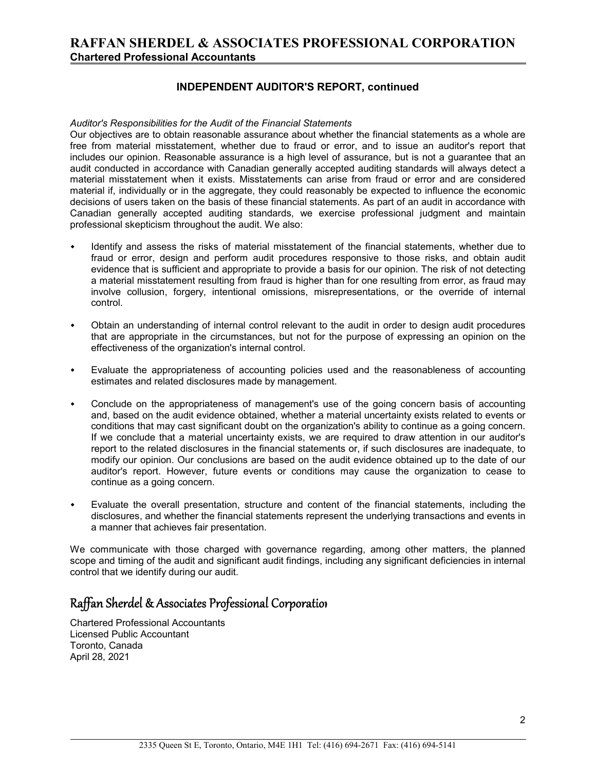## INDEPENDENT AUDITOR'S REPORT, continued

*Auditor's Responsibilities for the Audit of the Financial Statements*

Our objectives are to obtain reasonable assurance about whether the financial statements as a whole are free from material misstatement, whether due to fraud or error, and to issue an auditor's report that includes our opinion. Reasonable assurance is a high level of assurance, but is not a guarantee that an audit conducted in accordance with Canadian generally accepted auditing standards will always detect a material misstatement when it exists. Misstatements can arise from fraud or error and are considered material if, individually or in the aggregate, they could reasonably be expected to influence the economic decisions of users taken on the basis of these financial statements. As part of an audit in accordance with Canadian generally accepted auditing standards, we exercise professional judgment and maintain professional skepticism throughout the audit. We also:

- Identify and assess the risks of material misstatement of the financial statements, whether due to fraud or error, design and perform audit procedures responsive to those risks, and obtain audit evidence that is sufficient and appropriate to provide a basis for our opinion. The risk of not detecting a material misstatement resulting from fraud is higher than for one resulting from error, as fraud may involve collusion, forgery, intentional omissions, misrepresentations, or the override of internal control.
- Obtain an understanding of internal control relevant to the audit in order to design audit procedures that are appropriate in the circumstances, but not for the purpose of expressing an opinion on the effectiveness of the organization's internal control.
- Evaluate the appropriateness of accounting policies used and the reasonableness of accounting estimates and related disclosures made by management.
- Conclude on the appropriateness of management's use of the going concern basis of accounting and, based on the audit evidence obtained, whether a material uncertainty exists related to events or conditions that may cast significant doubt on the organization's ability to continue as a going concern. If we conclude that a material uncertainty exists, we are required to draw attention in our auditor's report to the related disclosures in the financial statements or, if such disclosures are inadequate, to modify our opinion. Our conclusions are based on the audit evidence obtained up to the date of our auditor's report. However, future events or conditions may cause the organization to cease to continue as a going concern.
- Evaluate the overall presentation, structure and content of the financial statements, including the disclosures, and whether the financial statements represent the underlying transactions and events in a manner that achieves fair presentation.

We communicate with those charged with governance regarding, among other matters, the planned scope and timing of the audit and significant audit findings, including any significant deficiencies in internal control that we identify during our audit.

Raffan Sherdel & Associates Professional Corporation

Chartered Professional Accountants
Licensed Public Accountant
Toronto, Canada
April 28, 2021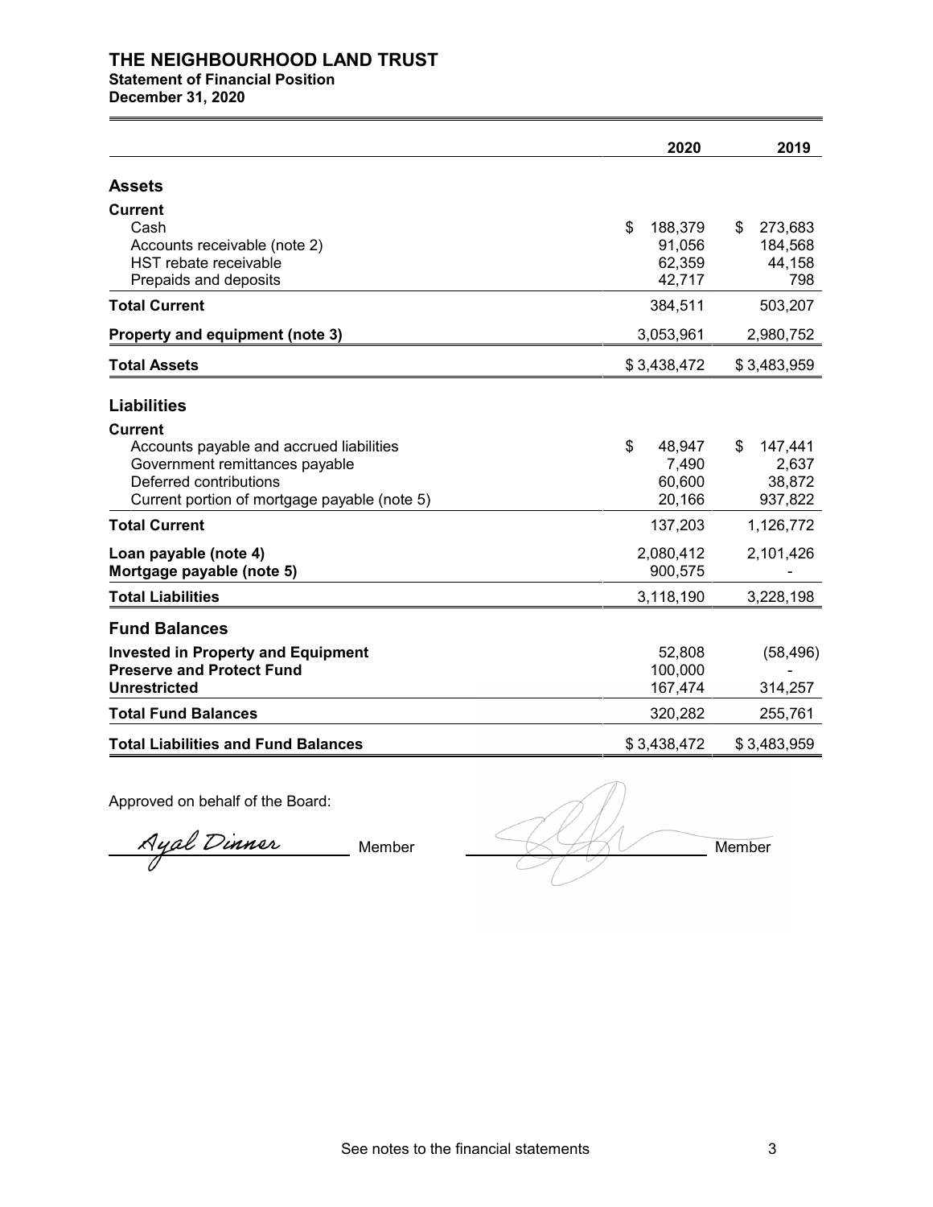# THE NEIGHBOURHOOD LAND TRUST

**Statement of Financial Position**
**December 31, 2020**

| | 2020 | 2019 |
|---|---|---|
| **Assets** | | |
| **Current** | | |
| Cash | $ 188,379 | $ 273,683 |
| Accounts receivable (note 2) | 91,056 | 184,568 |
| HST rebate receivable | 62,359 | 44,158 |
| Prepaids and deposits | 42,717 | 798 |
| **Total Current** | 384,511 | 503,207 |
| **Property and equipment (note 3)** | 3,053,961 | 2,980,752 |
| **Total Assets** | $ 3,438,472 | $ 3,483,959 |
| **Liabilities** | | |
| **Current** | | |
| Accounts payable and accrued liabilities | $ 48,947 | $ 147,441 |
| Government remittances payable | 7,490 | 2,637 |
| Deferred contributions | 60,600 | 38,872 |
| Current portion of mortgage payable (note 5) | 20,166 | 937,822 |
| **Total Current** | 137,203 | 1,126,772 |
| **Loan payable (note 4)** | 2,080,412 | 2,101,426 |
| **Mortgage payable (note 5)** | 900,575 | - |
| **Total Liabilities** | 3,118,190 | 3,228,198 |
| **Fund Balances** | | |
| **Invested in Property and Equipment** | 52,808 | (58,496) |
| **Preserve and Protect Fund** | 100,000 | - |
| **Unrestricted** | 167,474 | 314,257 |
| **Total Fund Balances** | 320,282 | 255,761 |
| **Total Liabilities and Fund Balances** | $ 3,438,472 | $ 3,483,959 |

Approved on behalf of the Board:

*Ayal Dinner* Member

_______________ Member

See notes to the financial statements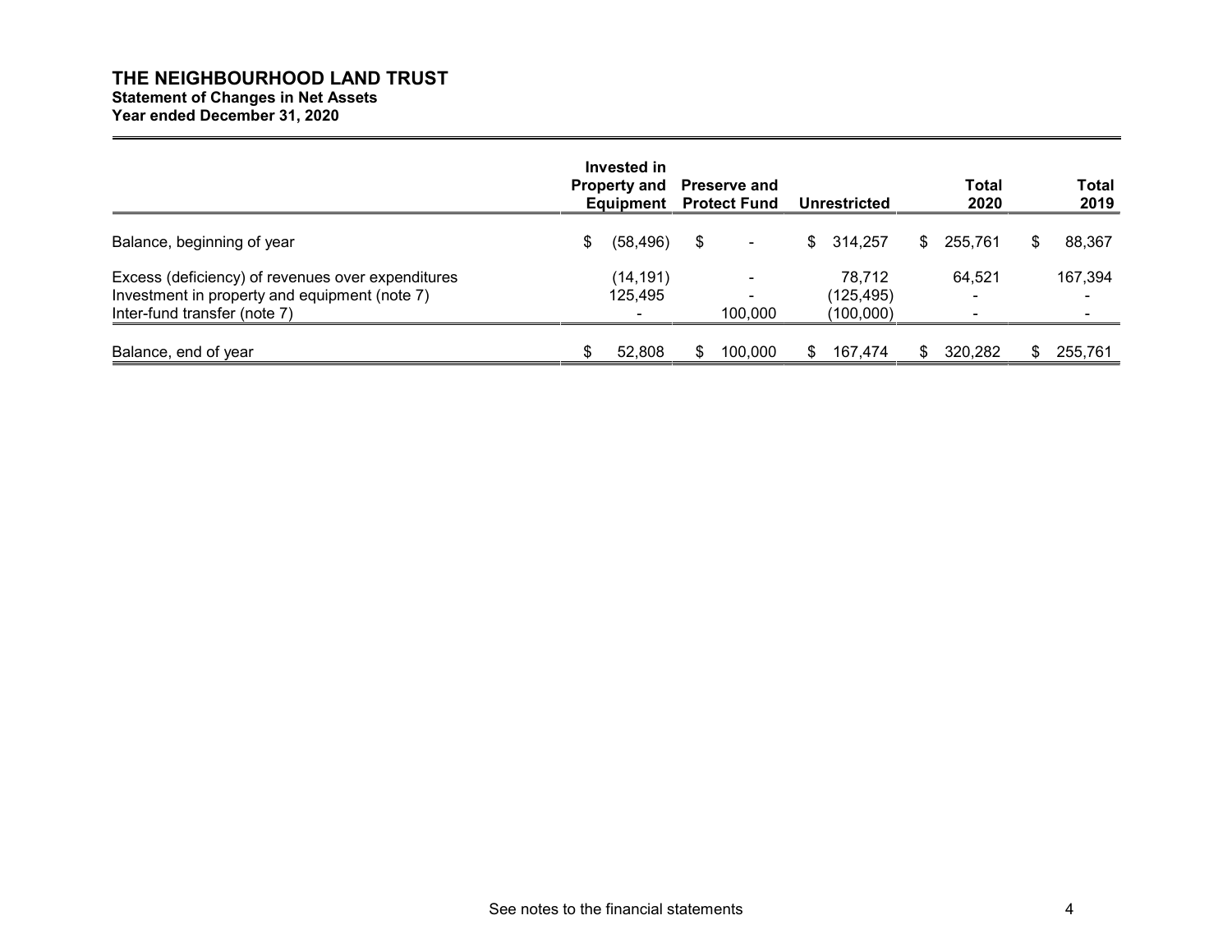# THE NEIGHBOURHOOD LAND TRUST

**Statement of Changes in Net Assets**
**Year ended December 31, 2020**

| | Invested in Property and Equipment | Preserve and Protect Fund | Unrestricted | Total 2020 | Total 2019 |
|---|---|---|---|---|---|
| Balance, beginning of year | $ (58,496) | $ - | $ 314,257 | $ 255,761 | $ 88,367 |
| Excess (deficiency) of revenues over expenditures | (14,191) | - | 78,712 | 64,521 | 167,394 |
| Investment in property and equipment (note 7) | 125,495 | - | (125,495) | - | - |
| Inter-fund transfer (note 7) | - | 100,000 | (100,000) | - | - |
| Balance, end of year | $ 52,808 | $ 100,000 | $ 167,474 | $ 320,282 | $ 255,761 |

See notes to the financial statements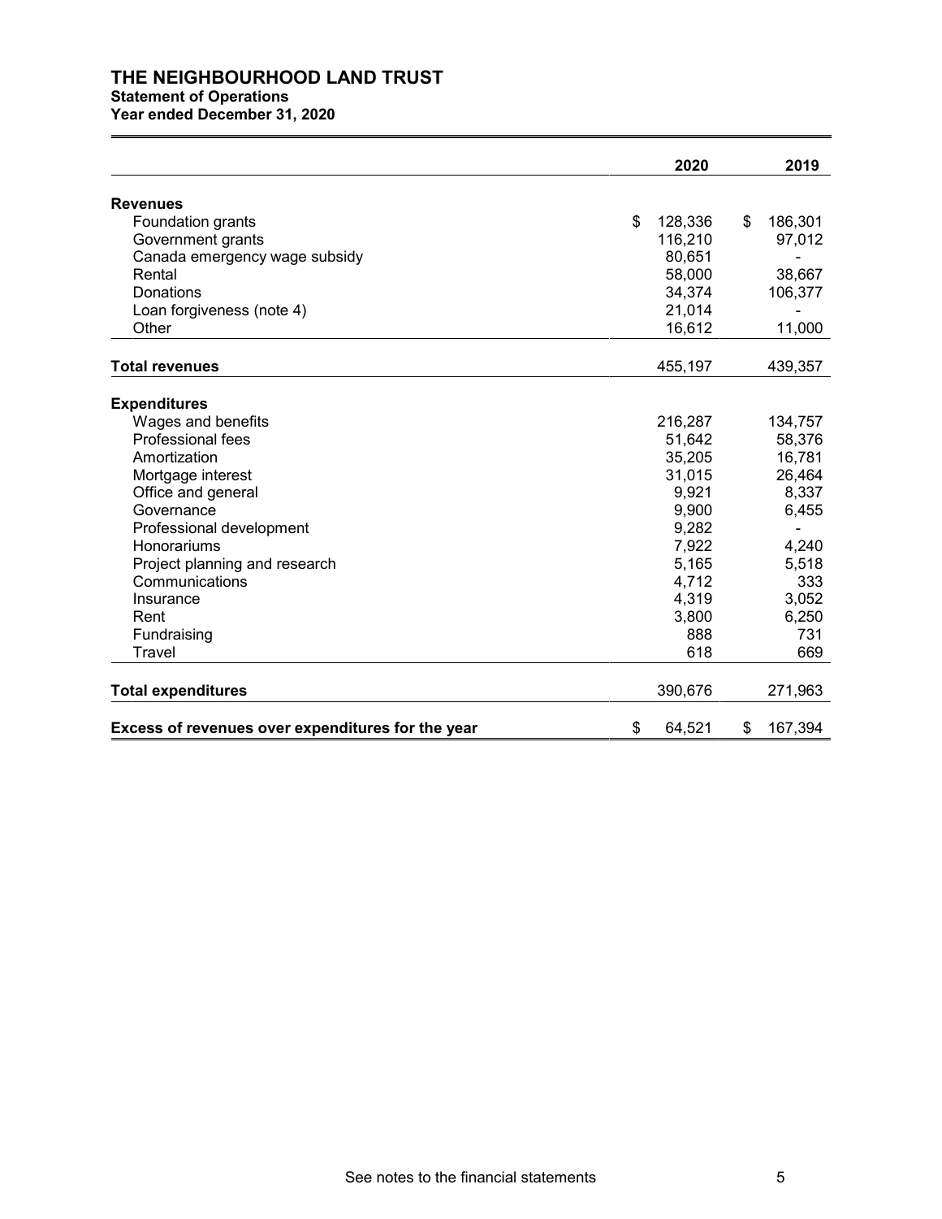# THE NEIGHBOURHOOD LAND TRUST

**Statement of Operations**
**Year ended December 31, 2020**

| | 2020 | 2019 |
|---|---|---|
| **Revenues** | | |
| Foundation grants | $ 128,336 | $ 186,301 |
| Government grants | 116,210 | 97,012 |
| Canada emergency wage subsidy | 80,651 | - |
| Rental | 58,000 | 38,667 |
| Donations | 34,374 | 106,377 |
| Loan forgiveness (note 4) | 21,014 | - |
| Other | 16,612 | 11,000 |
| **Total revenues** | 455,197 | 439,357 |
| **Expenditures** | | |
| Wages and benefits | 216,287 | 134,757 |
| Professional fees | 51,642 | 58,376 |
| Amortization | 35,205 | 16,781 |
| Mortgage interest | 31,015 | 26,464 |
| Office and general | 9,921 | 8,337 |
| Governance | 9,900 | 6,455 |
| Professional development | 9,282 | - |
| Honorariums | 7,922 | 4,240 |
| Project planning and research | 5,165 | 5,518 |
| Communications | 4,712 | 333 |
| Insurance | 4,319 | 3,052 |
| Rent | 3,800 | 6,250 |
| Fundraising | 888 | 731 |
| Travel | 618 | 669 |
| **Total expenditures** | 390,676 | 271,963 |
| **Excess of revenues over expenditures for the year** | $ 64,521 | $ 167,394 |

See notes to the financial statements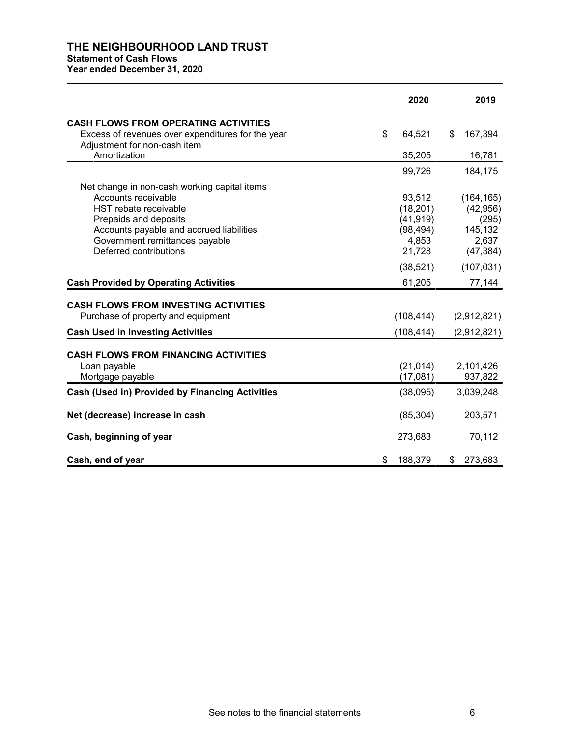# THE NEIGHBOURHOOD LAND TRUST

**Statement of Cash Flows**

**Year ended December 31, 2020**

| | 2020 | 2019 |
|---|---|---|
| **CASH FLOWS FROM OPERATING ACTIVITIES** | | |
| Excess of revenues over expenditures for the year | $ 64,521 | $ 167,394 |
| Adjustment for non-cash item | | |
| Amortization | 35,205 | 16,781 |
| | 99,726 | 184,175 |
| Net change in non-cash working capital items | | |
| Accounts receivable | 93,512 | (164,165) |
| HST rebate receivable | (18,201) | (42,956) |
| Prepaids and deposits | (41,919) | (295) |
| Accounts payable and accrued liabilities | (98,494) | 145,132 |
| Government remittances payable | 4,853 | 2,637 |
| Deferred contributions | 21,728 | (47,384) |
| | (38,521) | (107,031) |
| **Cash Provided by Operating Activities** | 61,205 | 77,144 |
| **CASH FLOWS FROM INVESTING ACTIVITIES** | | |
| Purchase of property and equipment | (108,414) | (2,912,821) |
| **Cash Used in Investing Activities** | (108,414) | (2,912,821) |
| **CASH FLOWS FROM FINANCING ACTIVITIES** | | |
| Loan payable | (21,014) | 2,101,426 |
| Mortgage payable | (17,081) | 937,822 |
| **Cash (Used in) Provided by Financing Activities** | (38,095) | 3,039,248 |
| **Net (decrease) increase in cash** | (85,304) | 203,571 |
| **Cash, beginning of year** | 273,683 | 70,112 |
| **Cash, end of year** | $ 188,379 | $ 273,683 |

See notes to the financial statements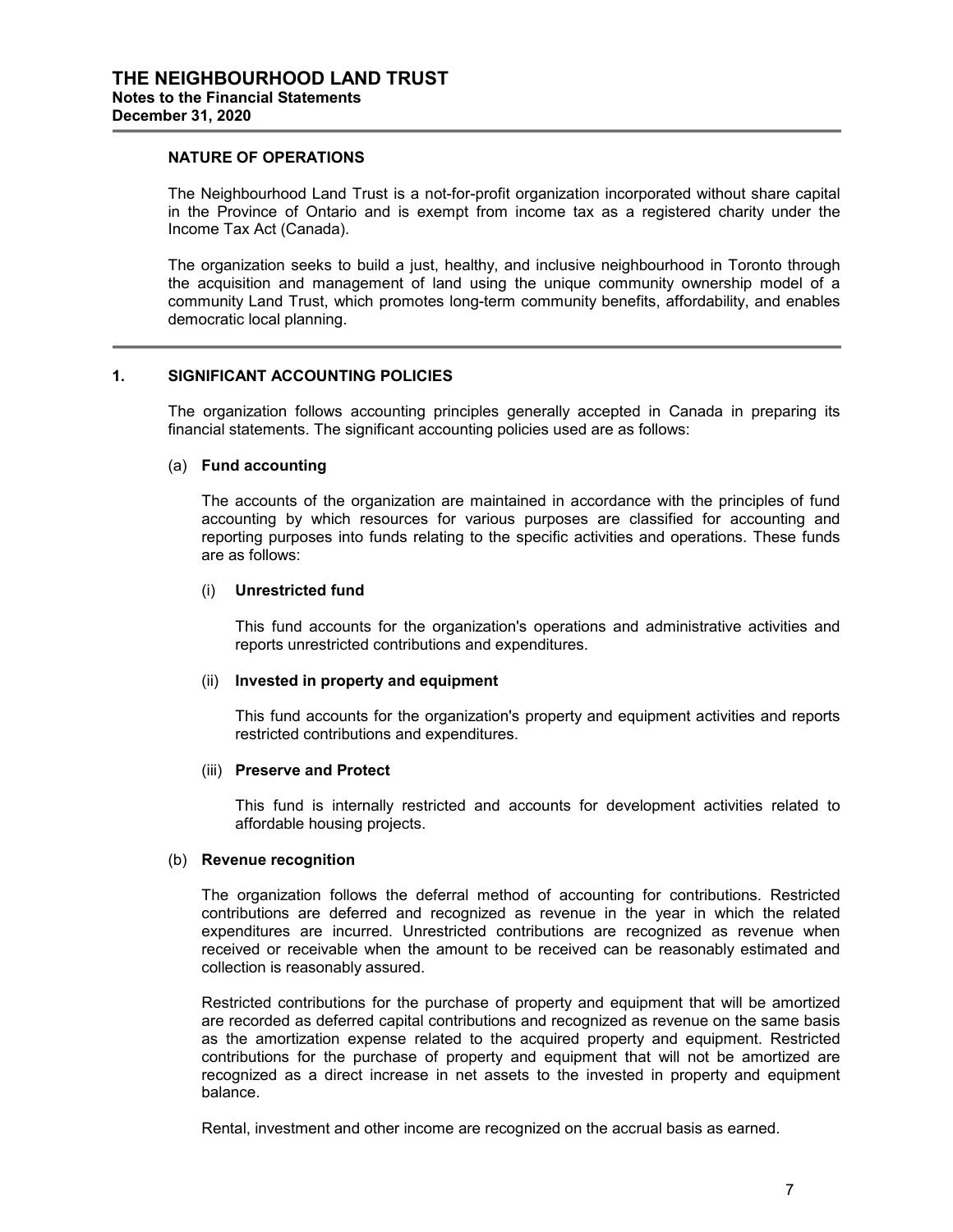# THE NEIGHBOURHOOD LAND TRUST

**Notes to the Financial Statements**
**December 31, 2020**

## NATURE OF OPERATIONS

The Neighbourhood Land Trust is a not-for-profit organization incorporated without share capital in the Province of Ontario and is exempt from income tax as a registered charity under the Income Tax Act (Canada).

The organization seeks to build a just, healthy, and inclusive neighbourhood in Toronto through the acquisition and management of land using the unique community ownership model of a community Land Trust, which promotes long-term community benefits, affordability, and enables democratic local planning.

## 1. SIGNIFICANT ACCOUNTING POLICIES

The organization follows accounting principles generally accepted in Canada in preparing its financial statements. The significant accounting policies used are as follows:

### (a) Fund accounting

The accounts of the organization are maintained in accordance with the principles of fund accounting by which resources for various purposes are classified for accounting and reporting purposes into funds relating to the specific activities and operations. These funds are as follows:

#### (i) Unrestricted fund

This fund accounts for the organization's operations and administrative activities and reports unrestricted contributions and expenditures.

#### (ii) Invested in property and equipment

This fund accounts for the organization's property and equipment activities and reports restricted contributions and expenditures.

#### (iii) Preserve and Protect

This fund is internally restricted and accounts for development activities related to affordable housing projects.

### (b) Revenue recognition

The organization follows the deferral method of accounting for contributions. Restricted contributions are deferred and recognized as revenue in the year in which the related expenditures are incurred. Unrestricted contributions are recognized as revenue when received or receivable when the amount to be received can be reasonably estimated and collection is reasonably assured.

Restricted contributions for the purchase of property and equipment that will be amortized are recorded as deferred capital contributions and recognized as revenue on the same basis as the amortization expense related to the acquired property and equipment. Restricted contributions for the purchase of property and equipment that will not be amortized are recognized as a direct increase in net assets to the invested in property and equipment balance.

Rental, investment and other income are recognized on the accrual basis as earned.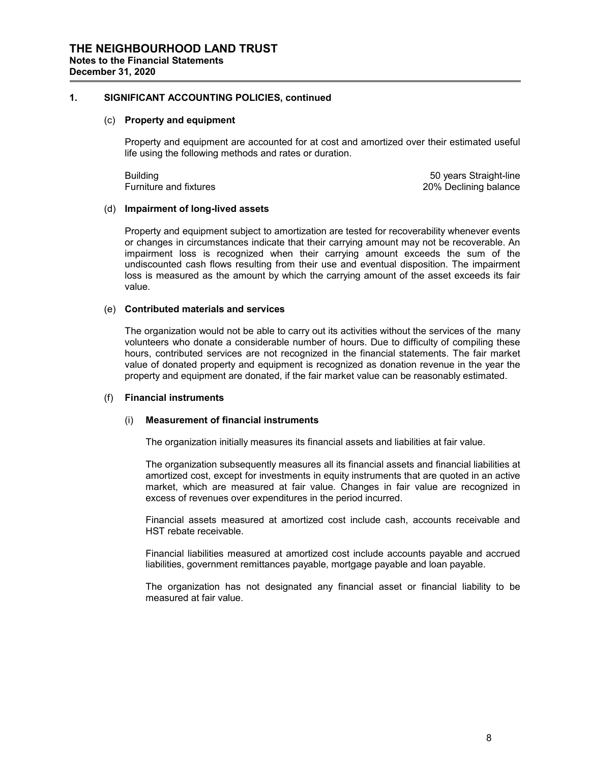## 1. SIGNIFICANT ACCOUNTING POLICIES, continued

### (c) Property and equipment

Property and equipment are accounted for at cost and amortized over their estimated useful life using the following methods and rates or duration.

| | |
|---|---|
| Building | 50 years Straight-line |
| Furniture and fixtures | 20% Declining balance |

### (d) Impairment of long-lived assets

Property and equipment subject to amortization are tested for recoverability whenever events or changes in circumstances indicate that their carrying amount may not be recoverable. An impairment loss is recognized when their carrying amount exceeds the sum of the undiscounted cash flows resulting from their use and eventual disposition. The impairment loss is measured as the amount by which the carrying amount of the asset exceeds its fair value.

### (e) Contributed materials and services

The organization would not be able to carry out its activities without the services of the many volunteers who donate a considerable number of hours. Due to difficulty of compiling these hours, contributed services are not recognized in the financial statements. The fair market value of donated property and equipment is recognized as donation revenue in the year the property and equipment are donated, if the fair market value can be reasonably estimated.

### (f) Financial instruments

#### (i) Measurement of financial instruments

The organization initially measures its financial assets and liabilities at fair value.

The organization subsequently measures all its financial assets and financial liabilities at amortized cost, except for investments in equity instruments that are quoted in an active market, which are measured at fair value. Changes in fair value are recognized in excess of revenues over expenditures in the period incurred.

Financial assets measured at amortized cost include cash, accounts receivable and HST rebate receivable.

Financial liabilities measured at amortized cost include accounts payable and accrued liabilities, government remittances payable, mortgage payable and loan payable.

The organization has not designated any financial asset or financial liability to be measured at fair value.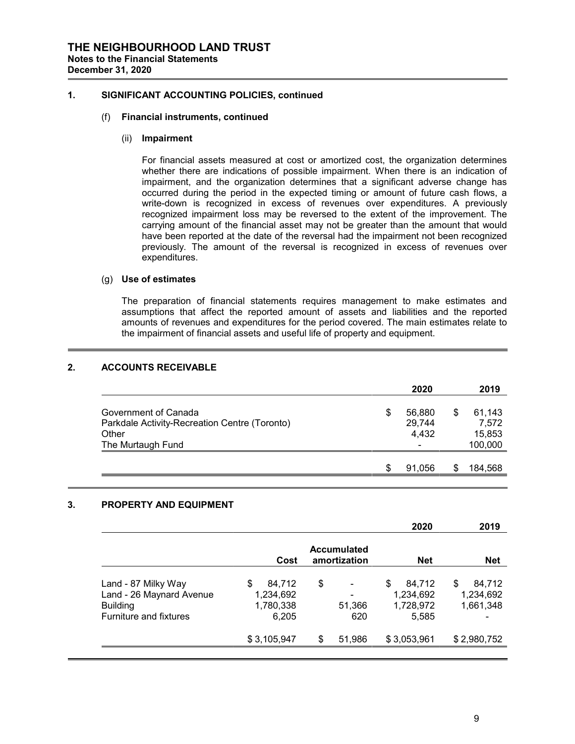# THE NEIGHBOURHOOD LAND TRUST

**Notes to the Financial Statements**

**December 31, 2020**

## 1. SIGNIFICANT ACCOUNTING POLICIES, continued

### (f) Financial instruments, continued

#### (ii) Impairment

For financial assets measured at cost or amortized cost, the organization determines whether there are indications of possible impairment. When there is an indication of impairment, and the organization determines that a significant adverse change has occurred during the period in the expected timing or amount of future cash flows, a write-down is recognized in excess of revenues over expenditures. A previously recognized impairment loss may be reversed to the extent of the improvement. The carrying amount of the financial asset may not be greater than the amount that would have been reported at the date of the reversal had the impairment not been recognized previously. The amount of the reversal is recognized in excess of revenues over expenditures.

### (g) Use of estimates

The preparation of financial statements requires management to make estimates and assumptions that affect the reported amount of assets and liabilities and the reported amounts of revenues and expenditures for the period covered. The main estimates relate to the impairment of financial assets and useful life of property and equipment.

## 2. ACCOUNTS RECEIVABLE

| | 2020 | 2019 |
|---|---|---|
| Government of Canada | $ 56,880 | $ 61,143 |
| Parkdale Activity-Recreation Centre (Toronto) | 29,744 | 7,572 |
| Other | 4,432 | 15,853 |
| The Murtaugh Fund | - | 100,000 |
| | $ 91,056 | $ 184,568 |

## 3. PROPERTY AND EQUIPMENT

| | | | 2020 | 2019 |
|---|---|---|---|---|
| | Cost | Accumulated amortization | Net | Net |
| Land - 87 Milky Way | $ 84,712 | $ - | $ 84,712 | $ 84,712 |
| Land - 26 Maynard Avenue | 1,234,692 | - | 1,234,692 | 1,234,692 |
| Building | 1,780,338 | 51,366 | 1,728,972 | 1,661,348 |
| Furniture and fixtures | 6,205 | 620 | 5,585 | - |
| | $ 3,105,947 | $ 51,986 | $ 3,053,961 | $ 2,980,752 |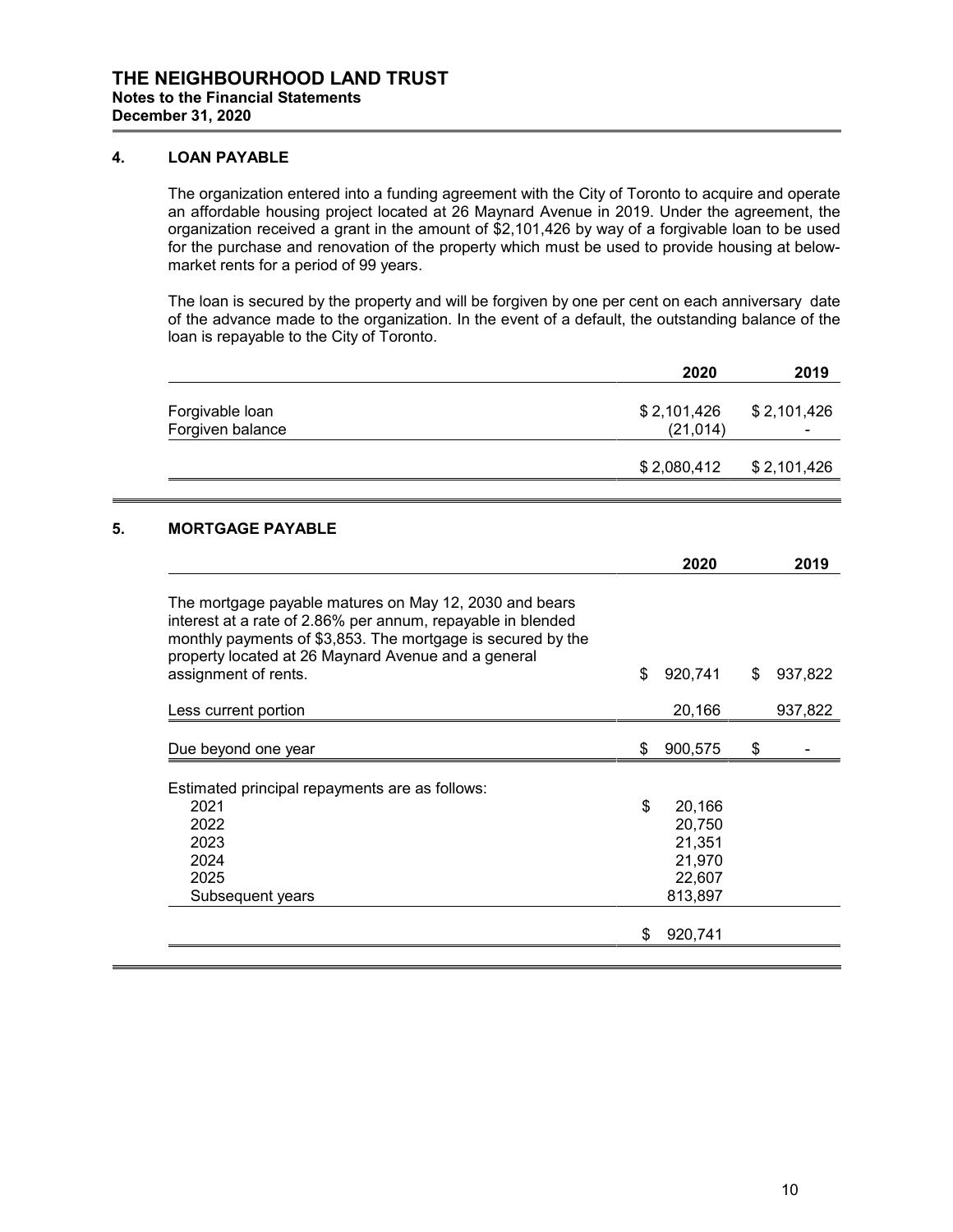**THE NEIGHBOURHOOD LAND TRUST**
**Notes to the Financial Statements**
**December 31, 2020**

## 4. LOAN PAYABLE

The organization entered into a funding agreement with the City of Toronto to acquire and operate an affordable housing project located at 26 Maynard Avenue in 2019. Under the agreement, the organization received a grant in the amount of $2,101,426 by way of a forgivable loan to be used for the purchase and renovation of the property which must be used to provide housing at below-market rents for a period of 99 years.

The loan is secured by the property and will be forgiven by one per cent on each anniversary date of the advance made to the organization. In the event of a default, the outstanding balance of the loan is repayable to the City of Toronto.

| | 2020 | 2019 |
|---|---|---|
| Forgivable loan | $ 2,101,426 | $ 2,101,426 |
| Forgiven balance | (21,014) | - |
| | $ 2,080,412 | $ 2,101,426 |

## 5. MORTGAGE PAYABLE

| | 2020 | 2019 |
|---|---|---|
| The mortgage payable matures on May 12, 2030 and bears interest at a rate of 2.86% per annum, repayable in blended monthly payments of $3,853. The mortgage is secured by the property located at 26 Maynard Avenue and a general assignment of rents. | $ 920,741 | $ 937,822 |
| Less current portion | 20,166 | 937,822 |
| Due beyond one year | $ 900,575 | $ - |

| Estimated principal repayments are as follows: | |
|---|---|
| 2021 | $ 20,166 |
| 2022 | 20,750 |
| 2023 | 21,351 |
| 2024 | 21,970 |
| 2025 | 22,607 |
| Subsequent years | 813,897 |
| | $ 920,741 |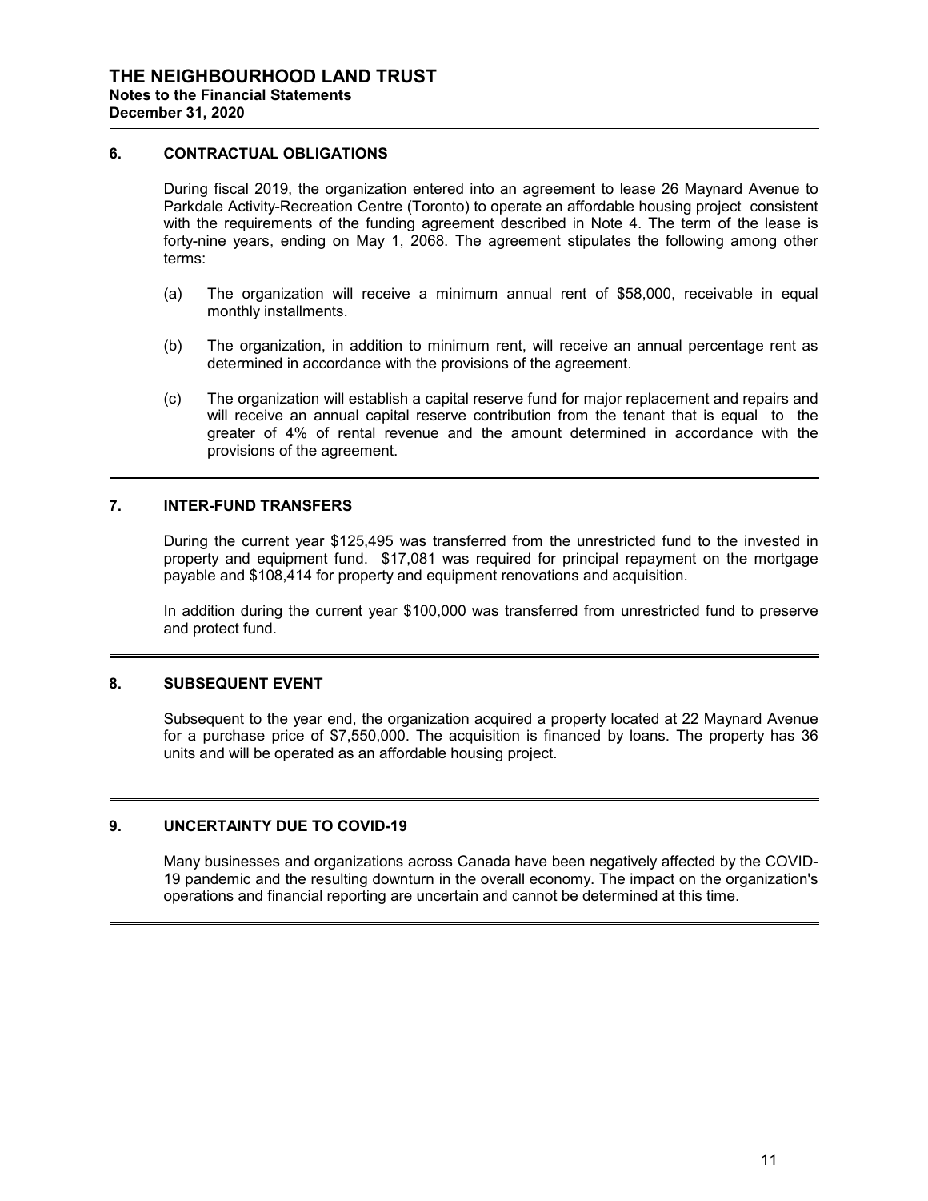# THE NEIGHBOURHOOD LAND TRUST

**Notes to the Financial Statements**
**December 31, 2020**

## 6. CONTRACTUAL OBLIGATIONS

During fiscal 2019, the organization entered into an agreement to lease 26 Maynard Avenue to Parkdale Activity-Recreation Centre (Toronto) to operate an affordable housing project consistent with the requirements of the funding agreement described in Note 4. The term of the lease is forty-nine years, ending on May 1, 2068. The agreement stipulates the following among other terms:

(a) The organization will receive a minimum annual rent of $58,000, receivable in equal monthly installments.

(b) The organization, in addition to minimum rent, will receive an annual percentage rent as determined in accordance with the provisions of the agreement.

(c) The organization will establish a capital reserve fund for major replacement and repairs and will receive an annual capital reserve contribution from the tenant that is equal to the greater of 4% of rental revenue and the amount determined in accordance with the provisions of the agreement.

## 7. INTER-FUND TRANSFERS

During the current year $125,495 was transferred from the unrestricted fund to the invested in property and equipment fund. $17,081 was required for principal repayment on the mortgage payable and $108,414 for property and equipment renovations and acquisition.

In addition during the current year $100,000 was transferred from unrestricted fund to preserve and protect fund.

## 8. SUBSEQUENT EVENT

Subsequent to the year end, the organization acquired a property located at 22 Maynard Avenue for a purchase price of $7,550,000. The acquisition is financed by loans. The property has 36 units and will be operated as an affordable housing project.

## 9. UNCERTAINTY DUE TO COVID-19

Many businesses and organizations across Canada have been negatively affected by the COVID-19 pandemic and the resulting downturn in the overall economy. The impact on the organization's operations and financial reporting are uncertain and cannot be determined at this time.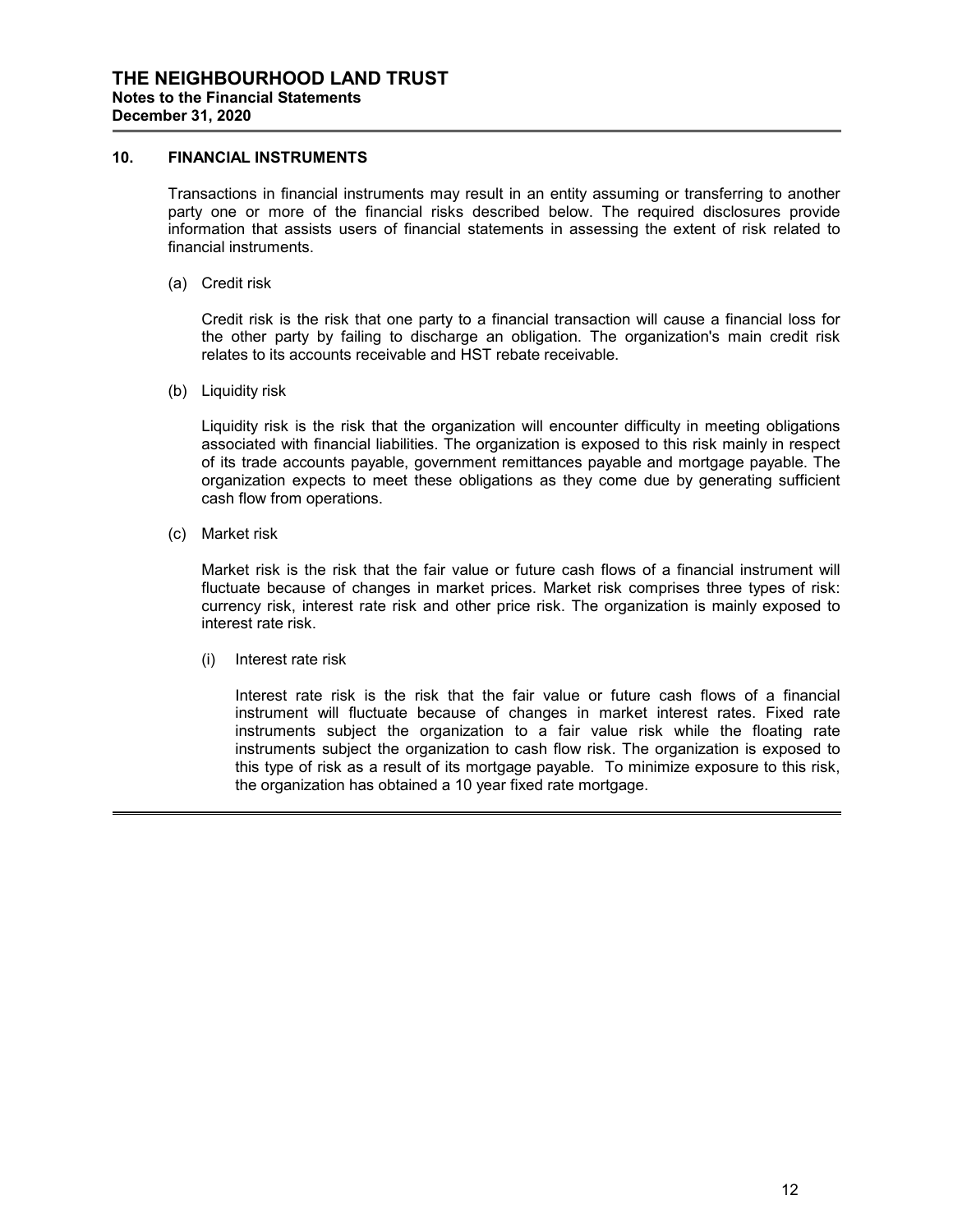## 10. FINANCIAL INSTRUMENTS

Transactions in financial instruments may result in an entity assuming or transferring to another party one or more of the financial risks described below. The required disclosures provide information that assists users of financial statements in assessing the extent of risk related to financial instruments.

(a) Credit risk

Credit risk is the risk that one party to a financial transaction will cause a financial loss for the other party by failing to discharge an obligation. The organization's main credit risk relates to its accounts receivable and HST rebate receivable.

(b) Liquidity risk

Liquidity risk is the risk that the organization will encounter difficulty in meeting obligations associated with financial liabilities. The organization is exposed to this risk mainly in respect of its trade accounts payable, government remittances payable and mortgage payable. The organization expects to meet these obligations as they come due by generating sufficient cash flow from operations.

(c) Market risk

Market risk is the risk that the fair value or future cash flows of a financial instrument will fluctuate because of changes in market prices. Market risk comprises three types of risk: currency risk, interest rate risk and other price risk. The organization is mainly exposed to interest rate risk.

(i) Interest rate risk

Interest rate risk is the risk that the fair value or future cash flows of a financial instrument will fluctuate because of changes in market interest rates. Fixed rate instruments subject the organization to a fair value risk while the floating rate instruments subject the organization to cash flow risk. The organization is exposed to this type of risk as a result of its mortgage payable. To minimize exposure to this risk, the organization has obtained a 10 year fixed rate mortgage.